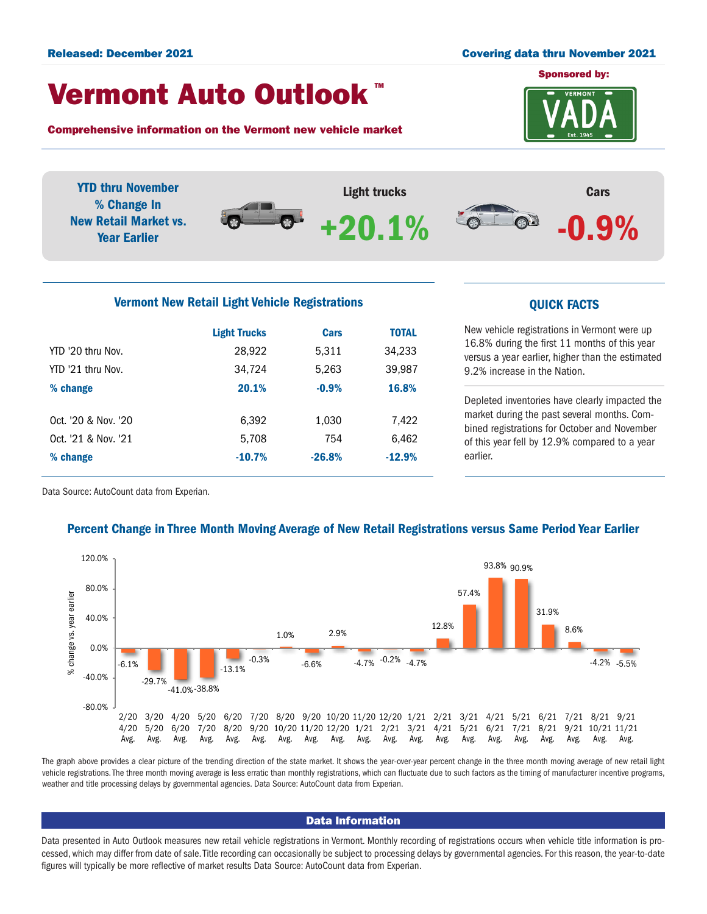Released: December 2021

Covering data thru November 2021

# Vermont Auto Outlook ™

Sponsored by: VADA

**Comprehensive information on the Vermont new vehicle market**

**YTD thru November % Change In New Retail Market vs. Year Earlier**

| Light trucks | Cars |
|---|---|
| +20.1% | -0.9% |

## Vermont New Retail Light Vehicle Registrations

| | Light Trucks | Cars | TOTAL |
|---|---|---|---|
| YTD '20 thru Nov. | 28,922 | 5,311 | 34,233 |
| YTD '21 thru Nov. | 34,724 | 5,263 | 39,987 |
| **% change** | **20.1%** | **-0.9%** | **16.8%** |
| Oct. '20 & Nov. '20 | 6,392 | 1,030 | 7,422 |
| Oct. '21 & Nov. '21 | 5,708 | 754 | 6,462 |
| **% change** | **-10.7%** | **-26.8%** | **-12.9%** |

Data Source: AutoCount data from Experian.

## QUICK FACTS

New vehicle registrations in Vermont were up 16.8% during the first 11 months of this year versus a year earlier, higher than the estimated 9.2% increase in the Nation.

Depleted inventories have clearly impacted the market during the past several months. Combined registrations for October and November of this year fell by 12.9% compared to a year earlier.

## Percent Change in Three Month Moving Average of New Retail Registrations versus Same Period Year Earlier

| Period | % change vs. year earlier |
|---|---|
| 2/20 4/20 Avg. | -6.1% |
| 3/20 5/20 Avg. | -29.7% |
| 4/20 6/20 Avg. | -41.0% |
| 5/20 7/20 Avg. | -38.8% |
| 6/20 8/20 Avg. | -13.1% |
| 7/20 9/20 Avg. | -0.3% |
| 8/20 10/20 Avg. | 1.0% |
| 9/20 11/20 Avg. | -6.6% |
| 10/20 12/20 Avg. | 2.9% |
| 11/20 1/21 Avg. | -4.7% |
| 12/20 2/21 Avg. | -0.2% |
| 1/21 3/21 Avg. | -4.7% |
| 2/21 4/21 Avg. | 12.8% |
| 3/21 5/21 Avg. | 57.4% |
| 4/21 6/21 Avg. | 93.8% |
| 5/21 7/21 Avg. | 90.9% |
| 6/21 8/21 Avg. | 31.9% |
| 7/21 9/21 Avg. | 8.6% |
| 8/21 10/21 Avg. | -4.2% |
| 9/21 11/21 Avg. | -5.5% |

The graph above provides a clear picture of the trending direction of the state market. It shows the year-over-year percent change in the three month moving average of new retail light vehicle registrations. The three month moving average is less erratic than monthly registrations, which can fluctuate due to such factors as the timing of manufacturer incentive programs, weather and title processing delays by governmental agencies. Data Source: AutoCount data from Experian.

## Data Information

Data presented in Auto Outlook measures new retail vehicle registrations in Vermont. Monthly recording of registrations occurs when vehicle title information is processed, which may differ from date of sale. Title recording can occasionally be subject to processing delays by governmental agencies. For this reason, the year-to-date figures will typically be more reflective of market results Data Source: AutoCount data from Experian.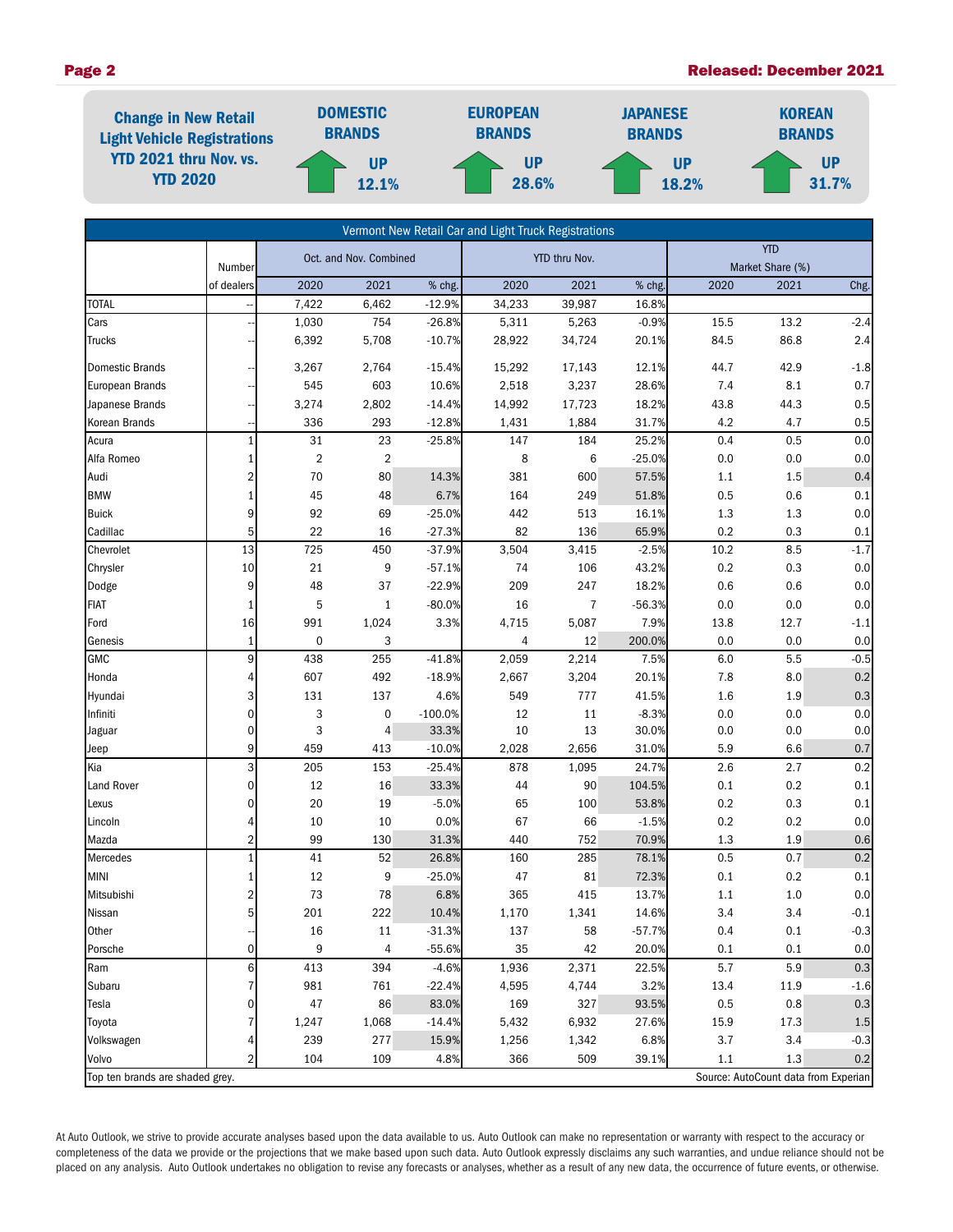**Change in New Retail Light Vehicle Registrations YTD 2021 thru Nov. vs. YTD 2020**

| DOMESTIC BRANDS | EUROPEAN BRANDS | JAPANESE BRANDS | KOREAN BRANDS |
|---|---|---|---|
| UP 12.1% | UP 28.6% | UP 18.2% | UP 31.7% |

| Vermont New Retail Car and Light Truck Registrations | | | | | | | | | | |
|---|---|---|---|---|---|---|---|---|---|---|
| | Number | Oct. and Nov. Combined | | | YTD thru Nov. | | | YTD Market Share (%) | | |
| | of dealers | 2020 | 2021 | % chg. | 2020 | 2021 | % chg. | 2020 | 2021 | Chg. |
| TOTAL | -- | 7,422 | 6,462 | -12.9% | 34,233 | 39,987 | 16.8% | | | |
| Cars | -- | 1,030 | 754 | -26.8% | 5,311 | 5,263 | -0.9% | 15.5 | 13.2 | -2.4 |
| Trucks | -- | 6,392 | 5,708 | -10.7% | 28,922 | 34,724 | 20.1% | 84.5 | 86.8 | 2.4 |
| Domestic Brands | -- | 3,267 | 2,764 | -15.4% | 15,292 | 17,143 | 12.1% | 44.7 | 42.9 | -1.8 |
| European Brands | -- | 545 | 603 | 10.6% | 2,518 | 3,237 | 28.6% | 7.4 | 8.1 | 0.7 |
| Japanese Brands | -- | 3,274 | 2,802 | -14.4% | 14,992 | 17,723 | 18.2% | 43.8 | 44.3 | 0.5 |
| Korean Brands | -- | 336 | 293 | -12.8% | 1,431 | 1,884 | 31.7% | 4.2 | 4.7 | 0.5 |
| Acura | 1 | 31 | 23 | -25.8% | 147 | 184 | 25.2% | 0.4 | 0.5 | 0.0 |
| Alfa Romeo | 1 | 2 | 2 | | 8 | 6 | -25.0% | 0.0 | 0.0 | 0.0 |
| Audi | 2 | 70 | 80 | 14.3% | 381 | 600 | 57.5% | 1.1 | 1.5 | 0.4 |
| BMW | 1 | 45 | 48 | 6.7% | 164 | 249 | 51.8% | 0.5 | 0.6 | 0.1 |
| Buick | 9 | 92 | 69 | -25.0% | 442 | 513 | 16.1% | 1.3 | 1.3 | 0.0 |
| Cadillac | 5 | 22 | 16 | -27.3% | 82 | 136 | 65.9% | 0.2 | 0.3 | 0.1 |
| Chevrolet | 13 | 725 | 450 | -37.9% | 3,504 | 3,415 | -2.5% | 10.2 | 8.5 | -1.7 |
| Chrysler | 10 | 21 | 9 | -57.1% | 74 | 106 | 43.2% | 0.2 | 0.3 | 0.0 |
| Dodge | 9 | 48 | 37 | -22.9% | 209 | 247 | 18.2% | 0.6 | 0.6 | 0.0 |
| FIAT | 1 | 5 | 1 | -80.0% | 16 | 7 | -56.3% | 0.0 | 0.0 | 0.0 |
| Ford | 16 | 991 | 1,024 | 3.3% | 4,715 | 5,087 | 7.9% | 13.8 | 12.7 | -1.1 |
| Genesis | 1 | 0 | 3 | | 4 | 12 | 200.0% | 0.0 | 0.0 | 0.0 |
| GMC | 9 | 438 | 255 | -41.8% | 2,059 | 2,214 | 7.5% | 6.0 | 5.5 | -0.5 |
| Honda | 4 | 607 | 492 | -18.9% | 2,667 | 3,204 | 20.1% | 7.8 | 8.0 | 0.2 |
| Hyundai | 3 | 131 | 137 | 4.6% | 549 | 777 | 41.5% | 1.6 | 1.9 | 0.3 |
| Infiniti | 0 | 3 | 0 | -100.0% | 12 | 11 | -8.3% | 0.0 | 0.0 | 0.0 |
| Jaguar | 0 | 3 | 4 | 33.3% | 10 | 13 | 30.0% | 0.0 | 0.0 | 0.0 |
| Jeep | 9 | 459 | 413 | -10.0% | 2,028 | 2,656 | 31.0% | 5.9 | 6.6 | 0.7 |
| Kia | 3 | 205 | 153 | -25.4% | 878 | 1,095 | 24.7% | 2.6 | 2.7 | 0.2 |
| Land Rover | 0 | 12 | 16 | 33.3% | 44 | 90 | 104.5% | 0.1 | 0.2 | 0.1 |
| Lexus | 0 | 20 | 19 | -5.0% | 65 | 100 | 53.8% | 0.2 | 0.3 | 0.1 |
| Lincoln | 4 | 10 | 10 | 0.0% | 67 | 66 | -1.5% | 0.2 | 0.2 | 0.0 |
| Mazda | 2 | 99 | 130 | 31.3% | 440 | 752 | 70.9% | 1.3 | 1.9 | 0.6 |
| Mercedes | 1 | 41 | 52 | 26.8% | 160 | 285 | 78.1% | 0.5 | 0.7 | 0.2 |
| MINI | 1 | 12 | 9 | -25.0% | 47 | 81 | 72.3% | 0.1 | 0.2 | 0.1 |
| Mitsubishi | 2 | 73 | 78 | 6.8% | 365 | 415 | 13.7% | 1.1 | 1.0 | 0.0 |
| Nissan | 5 | 201 | 222 | 10.4% | 1,170 | 1,341 | 14.6% | 3.4 | 3.4 | -0.1 |
| Other | -- | 16 | 11 | -31.3% | 137 | 58 | -57.7% | 0.4 | 0.1 | -0.3 |
| Porsche | 0 | 9 | 4 | -55.6% | 35 | 42 | 20.0% | 0.1 | 0.1 | 0.0 |
| Ram | 6 | 413 | 394 | -4.6% | 1,936 | 2,371 | 22.5% | 5.7 | 5.9 | 0.3 |
| Subaru | 7 | 981 | 761 | -22.4% | 4,595 | 4,744 | 3.2% | 13.4 | 11.9 | -1.6 |
| Tesla | 0 | 47 | 86 | 83.0% | 169 | 327 | 93.5% | 0.5 | 0.8 | 0.3 |
| Toyota | 7 | 1,247 | 1,068 | -14.4% | 5,432 | 6,932 | 27.6% | 15.9 | 17.3 | 1.5 |
| Volkswagen | 4 | 239 | 277 | 15.9% | 1,256 | 1,342 | 6.8% | 3.7 | 3.4 | -0.3 |
| Volvo | 2 | 104 | 109 | 4.8% | 366 | 509 | 39.1% | 1.1 | 1.3 | 0.2 |

Top ten brands are shaded grey. Source: AutoCount data from Experian

At Auto Outlook, we strive to provide accurate analyses based upon the data available to us. Auto Outlook can make no representation or warranty with respect to the accuracy or completeness of the data we provide or the projections that we make based upon such data. Auto Outlook expressly disclaims any such warranties, and undue reliance should not be placed on any analysis. Auto Outlook undertakes no obligation to revise any forecasts or analyses, whether as a result of any new data, the occurrence of future events, or otherwise.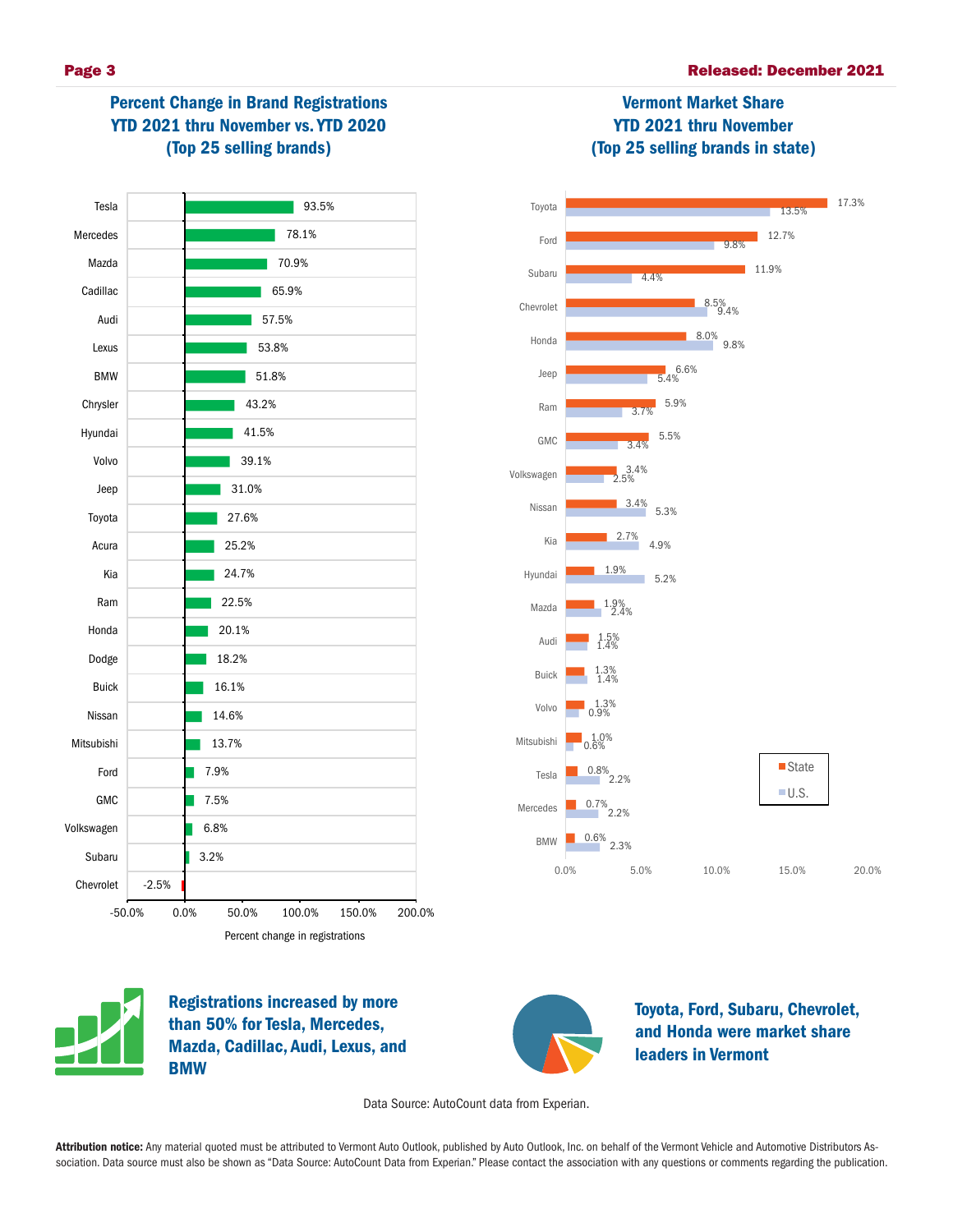## Percent Change in Brand Registrations YTD 2021 thru November vs. YTD 2020 (Top 25 selling brands)

| Brand | Percent change in registrations |
|---|---|
| Tesla | 93.5% |
| Mercedes | 78.1% |
| Mazda | 70.9% |
| Cadillac | 65.9% |
| Audi | 57.5% |
| Lexus | 53.8% |
| BMW | 51.8% |
| Chrysler | 43.2% |
| Hyundai | 41.5% |
| Volvo | 39.1% |
| Jeep | 31.0% |
| Toyota | 27.6% |
| Acura | 25.2% |
| Kia | 24.7% |
| Ram | 22.5% |
| Honda | 20.1% |
| Dodge | 18.2% |
| Buick | 16.1% |
| Nissan | 14.6% |
| Mitsubishi | 13.7% |
| Ford | 7.9% |
| GMC | 7.5% |
| Volkswagen | 6.8% |
| Subaru | 3.2% |
| Chevrolet | -2.5% |

## Vermont Market Share YTD 2021 thru November (Top 25 selling brands in state)

| Brand | State | U.S. |
|---|---|---|
| Toyota | 17.3% | 13.5% |
| Ford | 12.7% | 9.8% |
| Subaru | 11.9% | 4.4% |
| Chevrolet | 8.5% | 9.4% |
| Honda | 8.0% | 9.8% |
| Jeep | 6.6% | 5.4% |
| Ram | 5.9% | 3.7% |
| GMC | 5.5% | 3.4% |
| Volkswagen | 3.4% | 2.5% |
| Nissan | 3.4% | 5.3% |
| Kia | 2.7% | 4.9% |
| Hyundai | 1.9% | 5.2% |
| Mazda | 1.9% | 2.4% |
| Audi | 1.5% | 1.4% |
| Buick | 1.3% | 1.4% |
| Volvo | 1.3% | 0.9% |
| Mitsubishi | 1.0% | 0.6% |
| Tesla | 0.8% | 2.2% |
| Mercedes | 0.7% | 2.2% |
| BMW | 0.6% | 2.3% |

**Registrations increased by more than 50% for Tesla, Mercedes, Mazda, Cadillac, Audi, Lexus, and BMW**

**Toyota, Ford, Subaru, Chevrolet, and Honda were market share leaders in Vermont**

Data Source: AutoCount data from Experian.

**Attribution notice:** Any material quoted must be attributed to Vermont Auto Outlook, published by Auto Outlook, Inc. on behalf of the Vermont Vehicle and Automotive Distributors Association. Data source must also be shown as "Data Source: AutoCount Data from Experian." Please contact the association with any questions or comments regarding the publication.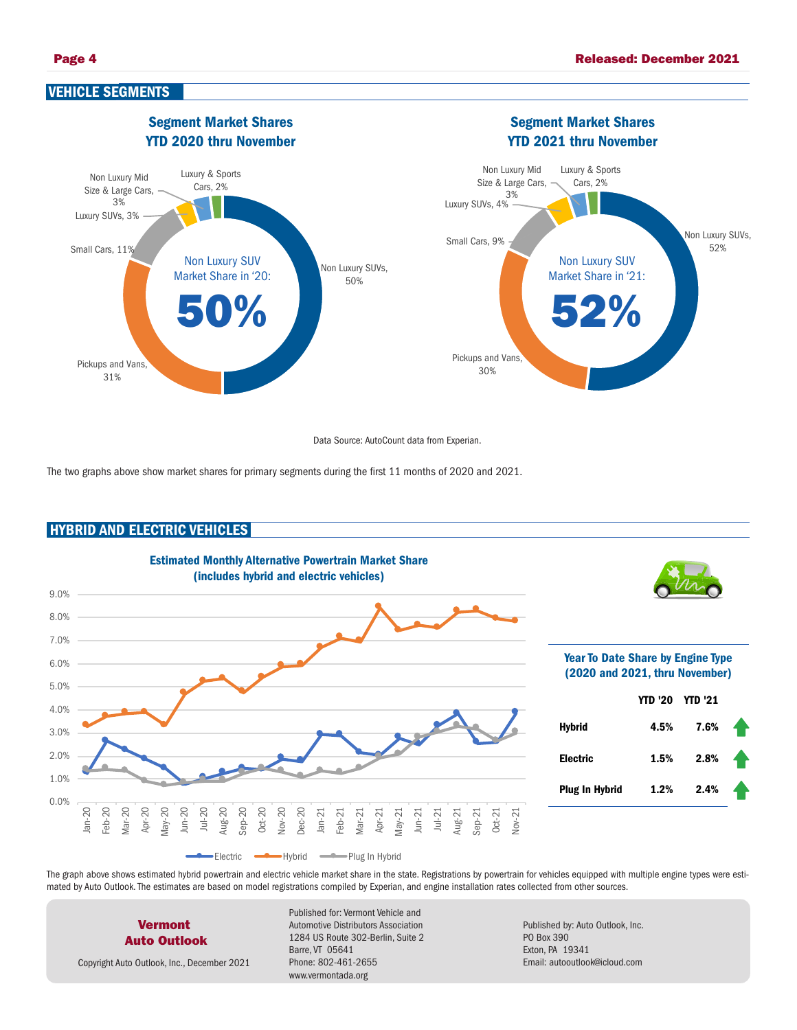## VEHICLE SEGMENTS

**Segment Market Shares YTD 2020 thru November**

Non Luxury Mid Size & Large Cars, 3%
Luxury & Sports Cars, 2%
Luxury SUVs, 3%
Small Cars, 11%
Non Luxury SUVs, 50%
Pickups and Vans, 31%

Non Luxury SUV Market Share in '20:
50%

**Segment Market Shares YTD 2021 thru November**

Non Luxury Mid Size & Large Cars, 3%
Luxury & Sports Cars, 2%
Luxury SUVs, 4%
Small Cars, 9%
Non Luxury SUVs, 52%
Pickups and Vans, 30%

Non Luxury SUV Market Share in '21:
52%

Data Source: AutoCount data from Experian.

The two graphs above show market shares for primary segments during the first 11 months of 2020 and 2021.

## HYBRID AND ELECTRIC VEHICLES

**Estimated Monthly Alternative Powertrain Market Share (includes hybrid and electric vehicles)**

9.0%
8.0%
7.0%
6.0%
5.0%
4.0%
3.0%
2.0%
1.0%
0.0%

Jan-20, Feb-20, Mar-20, Apr-20, May-20, Jun-20, Jul-20, Aug-20, Sep-20, Oct-20, Nov-20, Dec-20, Jan-21, Feb-21, Mar-21, Apr-21, May-21, Jun-21, Jul-21, Aug-21, Sep-21, Oct-21, Nov-21

Electric, Hybrid, Plug In Hybrid

**Year To Date Share by Engine Type (2020 and 2021, thru November)**

| | YTD '20 | YTD '21 |
|---|---|---|
| **Hybrid** | 4.5% | 7.6% |
| **Electric** | 1.5% | 2.8% |
| **Plug In Hybrid** | 1.2% | 2.4% |

The graph above shows estimated hybrid powertrain and electric vehicle market share in the state. Registrations by powertrain for vehicles equipped with multiple engine types were estimated by Auto Outlook. The estimates are based on model registrations compiled by Experian, and engine installation rates collected from other sources.

**Vermont Auto Outlook**

Copyright Auto Outlook, Inc., December 2021

Published for: Vermont Vehicle and Automotive Distributors Association
1284 US Route 302-Berlin, Suite 2
Barre, VT 05641
Phone: 802-461-2655
www.vermontada.org

Published by: Auto Outlook, Inc.
PO Box 390
Exton, PA 19341
Email: autooutlook@icloud.com